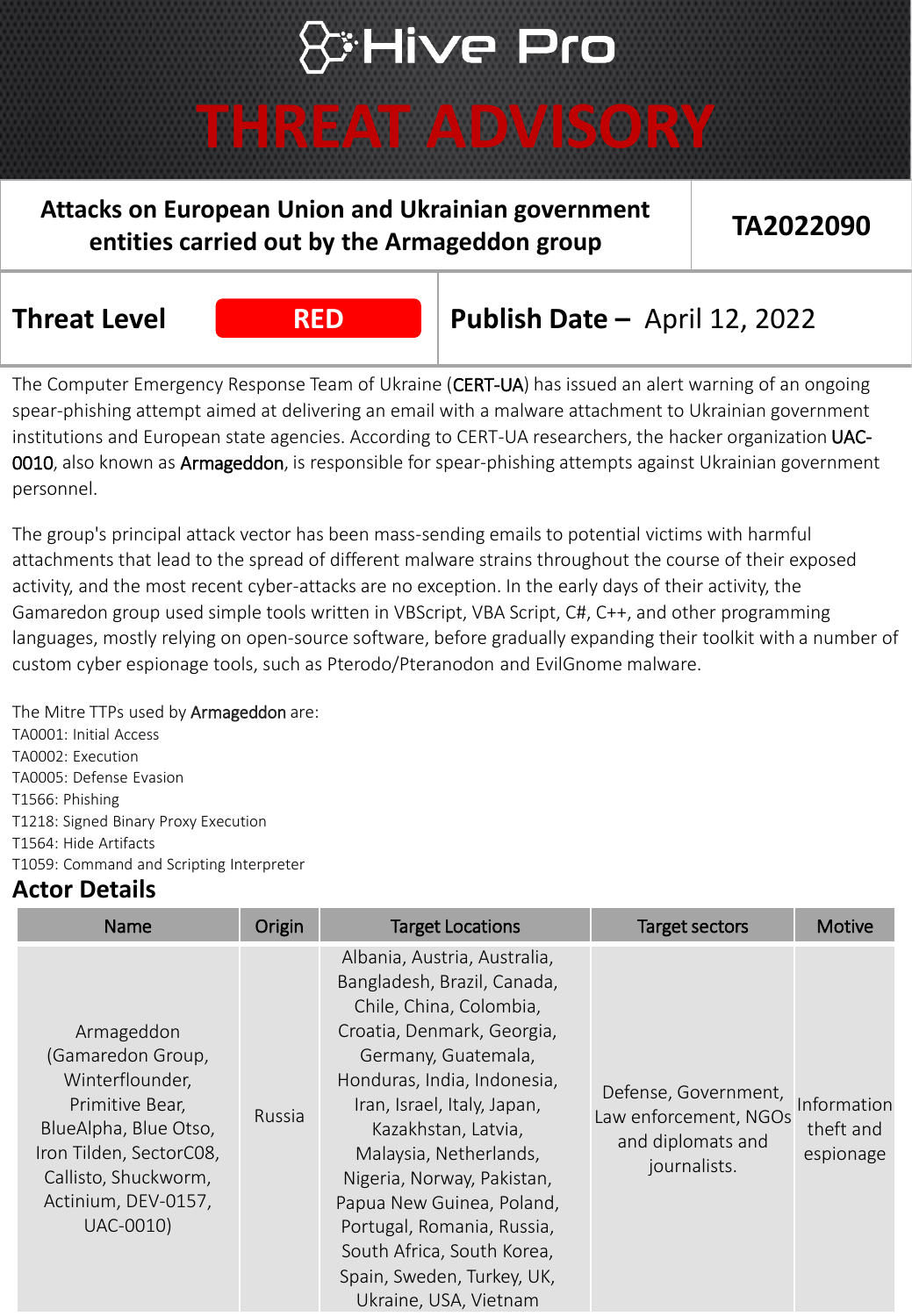# Hive Pro

# THREAT ADVISORY

| **Attacks on European Union and Ukrainian government entities carried out by the Armageddon group** | **TA2022090** |
|---|---|

| **Threat Level** | **RED** | **Publish Date –** April 12, 2022 |
|---|---|---|

The Computer Emergency Response Team of Ukraine (CERT-UA) has issued an alert warning of an ongoing spear-phishing attempt aimed at delivering an email with a malware attachment to Ukrainian government institutions and European state agencies. According to CERT-UA researchers, the hacker organization UAC-0010, also known as Armageddon, is responsible for spear-phishing attempts against Ukrainian government personnel.

The group's principal attack vector has been mass-sending emails to potential victims with harmful attachments that lead to the spread of different malware strains throughout the course of their exposed activity, and the most recent cyber-attacks are no exception. In the early days of their activity, the Gamaredon group used simple tools written in VBScript, VBA Script, C#, C++, and other programming languages, mostly relying on open-source software, before gradually expanding their toolkit with a number of custom cyber espionage tools, such as Pterodo/Pteranodon and EvilGnome malware.

The Mitre TTPs used by Armageddon are:
TA0001: Initial Access
TA0002: Execution
TA0005: Defense Evasion
T1566: Phishing
T1218: Signed Binary Proxy Execution
T1564: Hide Artifacts
T1059: Command and Scripting Interpreter

## Actor Details

| Name | Origin | Target Locations | Target sectors | Motive |
|---|---|---|---|---|
| Armageddon (Gamaredon Group, Winterflounder, Primitive Bear, BlueAlpha, Blue Otso, Iron Tilden, SectorC08, Callisto, Shuckworm, Actinium, DEV-0157, UAC-0010) | Russia | Albania, Austria, Australia, Bangladesh, Brazil, Canada, Chile, China, Colombia, Croatia, Denmark, Georgia, Germany, Guatemala, Honduras, India, Indonesia, Iran, Israel, Italy, Japan, Kazakhstan, Latvia, Malaysia, Netherlands, Nigeria, Norway, Pakistan, Papua New Guinea, Poland, Portugal, Romania, Russia, South Africa, South Korea, Spain, Sweden, Turkey, UK, Ukraine, USA, Vietnam | Defense, Government, Law enforcement, NGOs and diplomats and journalists. | Information theft and espionage |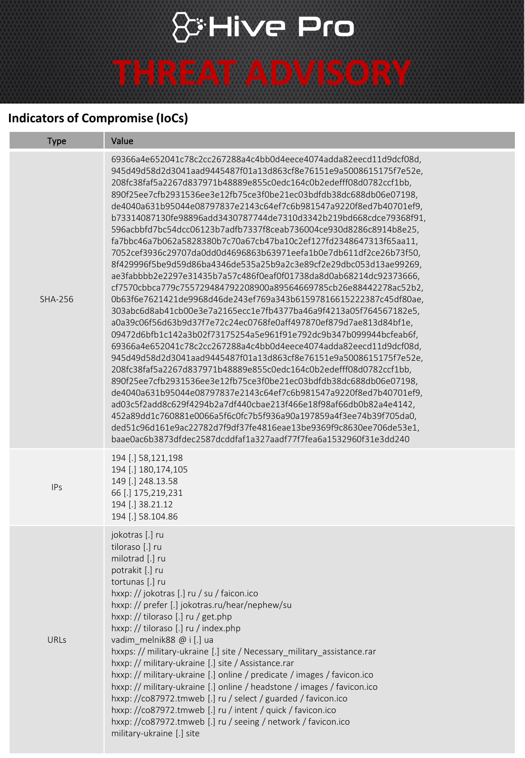## Indicators of Compromise (IoCs)

| Type | Value |
|---|---|
| SHA-256 | 69366a4e652041c78c2cc267288a4c4bb0d4eece4074adda82eecd11d9dcf08d,<br>945d49d58d2d3041aad9445487f01a13d863cf8e76151e9a5008615175f7e52e,<br>208fc38faf5a2267d837971b48889e855c0edc164c0b2edefff08d0782ccf1bb,<br>890f25ee7cfb2931536ee3e12fb75ce3f0be21ec03bdfdb38dc688db06e07198,<br>de4040a631b95044e08797837e2143c64ef7c6b981547a9220f8ed7b40701ef9,<br>b73314087130fe98896add3430787744de7310d3342b219bd668cdce79368f91,<br>596acbbfd7bc54dcc06123b7adfb7337f8ceab736004ce930d8286c8914b8e25,<br>fa7bbc46a7b062a5828380b7c70a67cb47ba10c2ef127fd2348647313f65aa11,<br>7052cef3936c29707da0dd0d4696863b63971eefa1b0e7db611df2ce26b73f50,<br>8f429996f5be9d59d86ba4346de535a25b9a2c3e89cf2e29dbc053d13ae99269,<br>ae3fabbbb2e2297e31435b7a57c486f0eaf0f01738da8d0ab68214dc92373666,<br>cf7570cbbca779c755729484792208900a89564669785cb26e88442278ac52b2,<br>0b63f6e7621421de9968d46de243ef769a343b61597816615222387c45df80ae,<br>303abc6d8ab41cb00e3e7a2165ecc1e7fb4377ba46a9f4213a05f764567182e5,<br>a0a39c06f56d63b9d37f7e72c24ec0768fe0aff497870ef879d7ae813d84bf1e,<br>09472d6bfb1c142a3b02f73175254a5e961f91e792dc9b347b099944bcfeab6f,<br>69366a4e652041c78c2cc267288a4c4bb0d4eece4074adda82eecd11d9dcf08d,<br>945d49d58d2d3041aad9445487f01a13d863cf8e76151e9a5008615175f7e52e,<br>208fc38faf5a2267d837971b48889e855c0edc164c0b2edefff08d0782ccf1bb,<br>890f25ee7cfb2931536ee3e12fb75ce3f0be21ec03bdfdb38dc688db06e07198,<br>de4040a631b95044e08797837e2143c64ef7c6b981547a9220f8ed7b40701ef9,<br>ad03c5f2add8c629f4294b2a7df440cbae213f466e18f98af66db0b82a4e4142,<br>452a89dd1c760881e0066a5f6c0fc7b5f936a90a197859a4f3ee74b39f705da0,<br>ded51c96d161e9ac22782d7f9df37fe4816eae13be9369f9c8630ee706de53e1,<br>baae0ac6b3873dfdec2587dcddfaf1a327aadf77f7fea6a1532960f31e3dd240 |
| IPs | 194 [.] 58,121,198<br>194 [.] 180,174,105<br>149 [.] 248.13.58<br>66 [.] 175,219,231<br>194 [.] 38.21.12<br>194 [.] 58.104.86 |
| URLs | jokotras [.] ru<br>tiloraso [.] ru<br>milotrad [.] ru<br>potrakit [.] ru<br>tortunas [.] ru<br>hxxp: // jokotras [.] ru / su / faicon.ico<br>hxxp: // prefer [.] jokotras.ru/hear/nephew/su<br>hxxp: // tiloraso [.] ru / get.php<br>hxxp: // tiloraso [.] ru / index.php<br>vadim_melnik88 @ i [.] ua<br>hxxps: // military-ukraine [.] site / Necessary_military_assistance.rar<br>hxxp: // military-ukraine [.] site / Assistance.rar<br>hxxp: // military-ukraine [.] online / predicate / images / favicon.ico<br>hxxp: // military-ukraine [.] online / headstone / images / favicon.ico<br>hxxp: //co87972.tmweb [.] ru / select / guarded / favicon.ico<br>hxxp: //co87972.tmweb [.] ru / intent / quick / favicon.ico<br>hxxp: //co87972.tmweb [.] ru / seeing / network / favicon.ico<br>military-ukraine [.] site |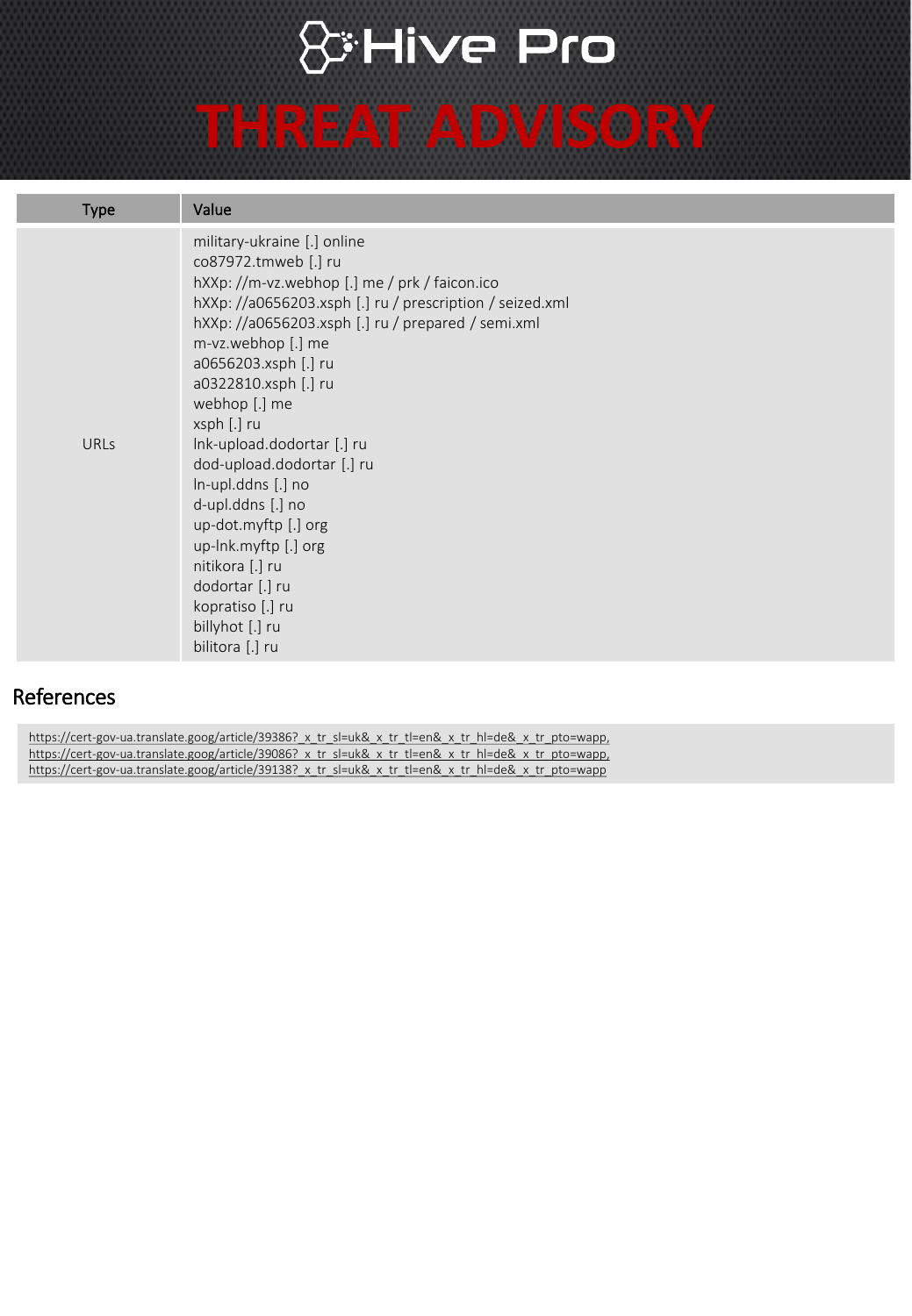| Type | Value |
|---|---|
| URLs | military-ukraine [.] online<br>co87972.tmweb [.] ru<br>hXXp: //m-vz.webhop [.] me / prk / faicon.ico<br>hXXp: //a0656203.xsph [.] ru / prescription / seized.xml<br>hXXp: //a0656203.xsph [.] ru / prepared / semi.xml<br>m-vz.webhop [.] me<br>a0656203.xsph [.] ru<br>a0322810.xsph [.] ru<br>webhop [.] me<br>xsph [.] ru<br>lnk-upload.dodortar [.] ru<br>dod-upload.dodortar [.] ru<br>ln-upl.ddns [.] no<br>d-upl.ddns [.] no<br>up-dot.myftp [.] org<br>up-lnk.myftp [.] org<br>nitikora [.] ru<br>dodortar [.] ru<br>kopratiso [.] ru<br>billyhot [.] ru<br>bilitora [.] ru |

## References

https://cert-gov-ua.translate.goog/article/39386?_x_tr_sl=uk&_x_tr_tl=en&_x_tr_hl=de&_x_tr_pto=wapp,
https://cert-gov-ua.translate.goog/article/39086?_x_tr_sl=uk&_x_tr_tl=en&_x_tr_hl=de&_x_tr_pto=wapp,
https://cert-gov-ua.translate.goog/article/39138?_x_tr_sl=uk&_x_tr_tl=en&_x_tr_hl=de&_x_tr_pto=wapp